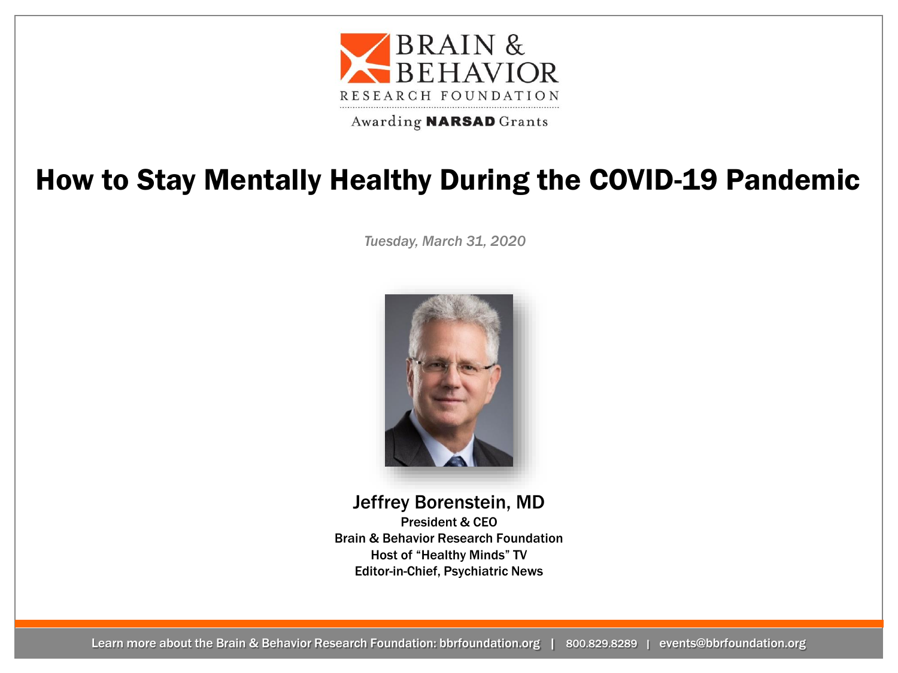BRAIN & BEHAVIOR RESEARCH FOUNDATION

Awarding **NARSAD** Grants

# How to Stay Mentally Healthy During the COVID-19 Pandemic

*Tuesday, March 31, 2020*

**Jeffrey Borenstein, MD**

President & CEO

Brain & Behavior Research Foundation

Host of "Healthy Minds" TV

Editor-in-Chief, Psychiatric News

Learn more about the Brain & Behavior Research Foundation: bbrfoundation.org | 800.829.8289 | events@bbrfoundation.org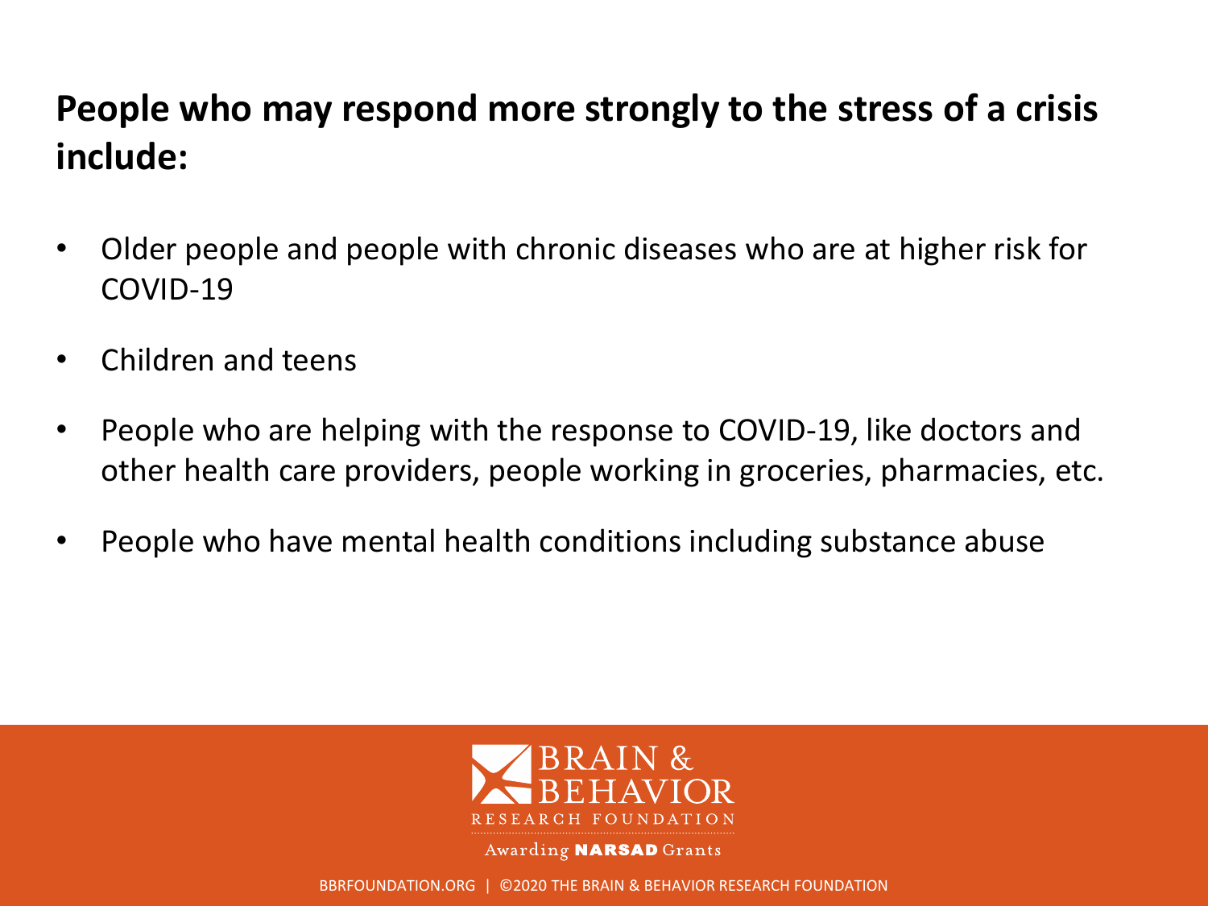## People who may respond more strongly to the stress of a crisis include:

- Older people and people with chronic diseases who are at higher risk for COVID-19
- Children and teens
- People who are helping with the response to COVID-19, like doctors and other health care providers, people working in groceries, pharmacies, etc.
- People who have mental health conditions including substance abuse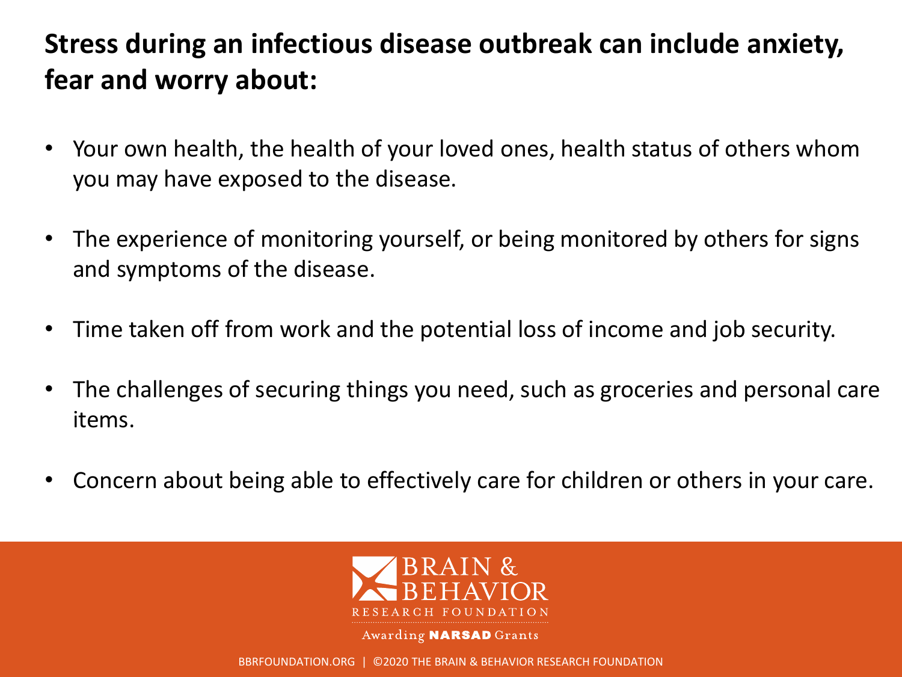## Stress during an infectious disease outbreak can include anxiety, fear and worry about:

- Your own health, the health of your loved ones, health status of others whom you may have exposed to the disease.
- The experience of monitoring yourself, or being monitored by others for signs and symptoms of the disease.
- Time taken off from work and the potential loss of income and job security.
- The challenges of securing things you need, such as groceries and personal care items.
- Concern about being able to effectively care for children or others in your care.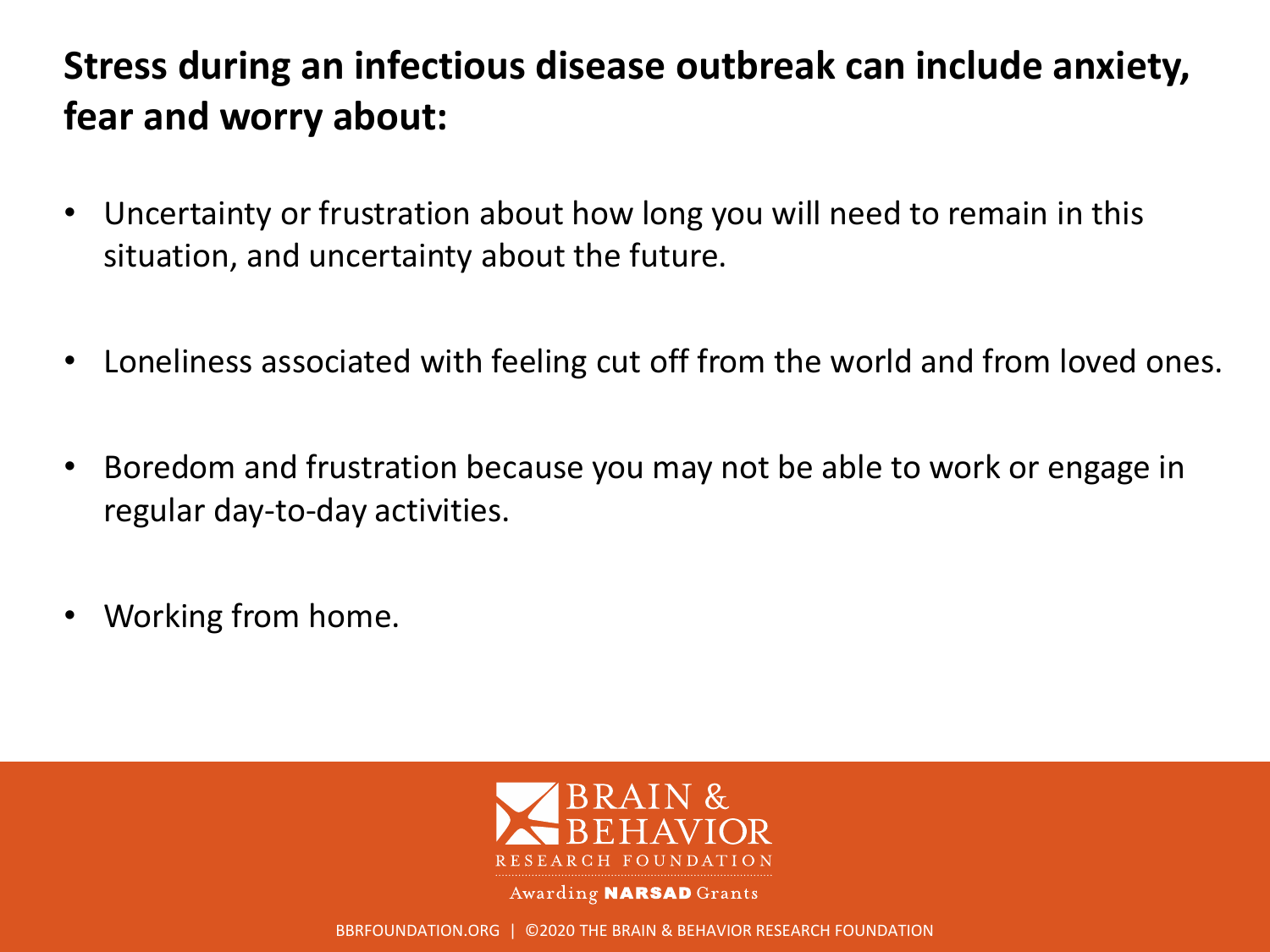## Stress during an infectious disease outbreak can include anxiety, fear and worry about:

- Uncertainty or frustration about how long you will need to remain in this situation, and uncertainty about the future.
- Loneliness associated with feeling cut off from the world and from loved ones.
- Boredom and frustration because you may not be able to work or engage in regular day-to-day activities.
- Working from home.

BRAIN & BEHAVIOR RESEARCH FOUNDATION

Awarding **NARSAD** Grants

BBRFOUNDATION.ORG | ©2020 THE BRAIN & BEHAVIOR RESEARCH FOUNDATION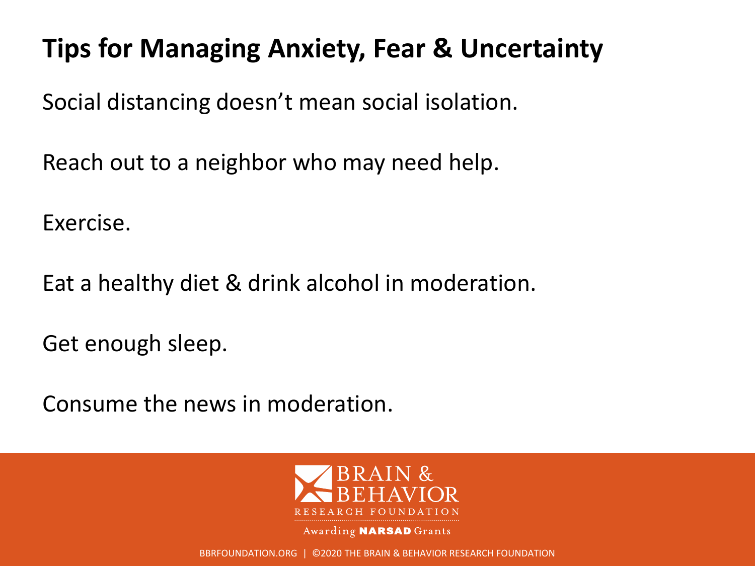# Tips for Managing Anxiety, Fear & Uncertainty

Social distancing doesn't mean social isolation.

Reach out to a neighbor who may need help.

Exercise.

Eat a healthy diet & drink alcohol in moderation.

Get enough sleep.

Consume the news in moderation.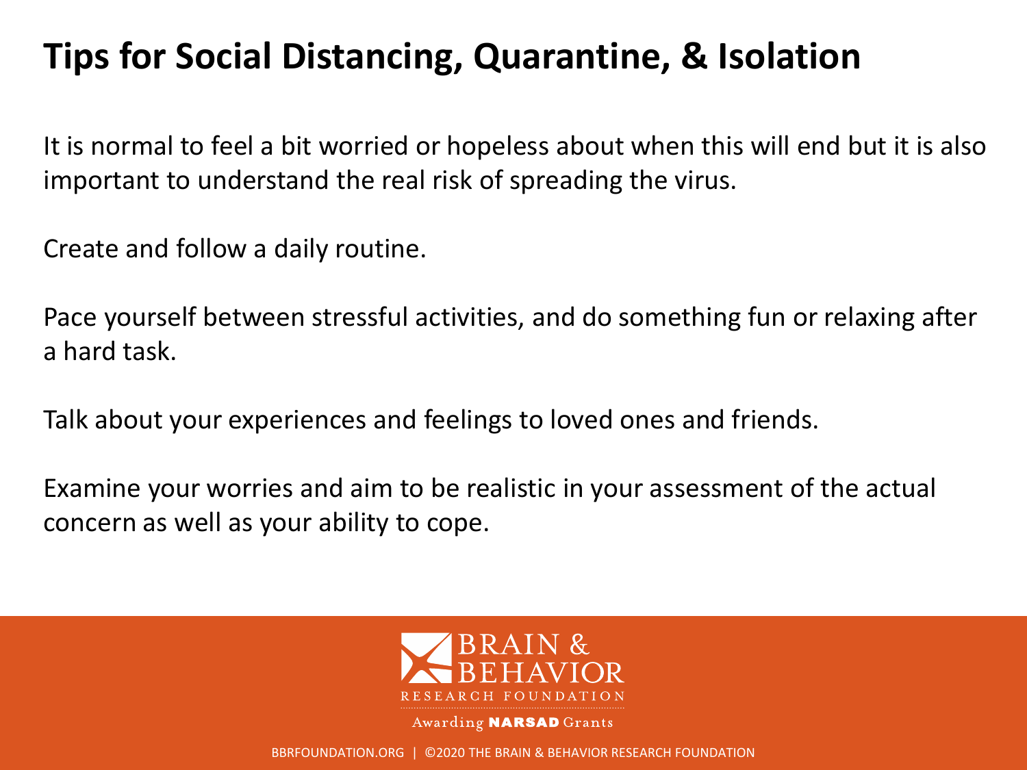# Tips for Social Distancing, Quarantine, & Isolation

It is normal to feel a bit worried or hopeless about when this will end but it is also important to understand the real risk of spreading the virus.

Create and follow a daily routine.

Pace yourself between stressful activities, and do something fun or relaxing after a hard task.

Talk about your experiences and feelings to loved ones and friends.

Examine your worries and aim to be realistic in your assessment of the actual concern as well as your ability to cope.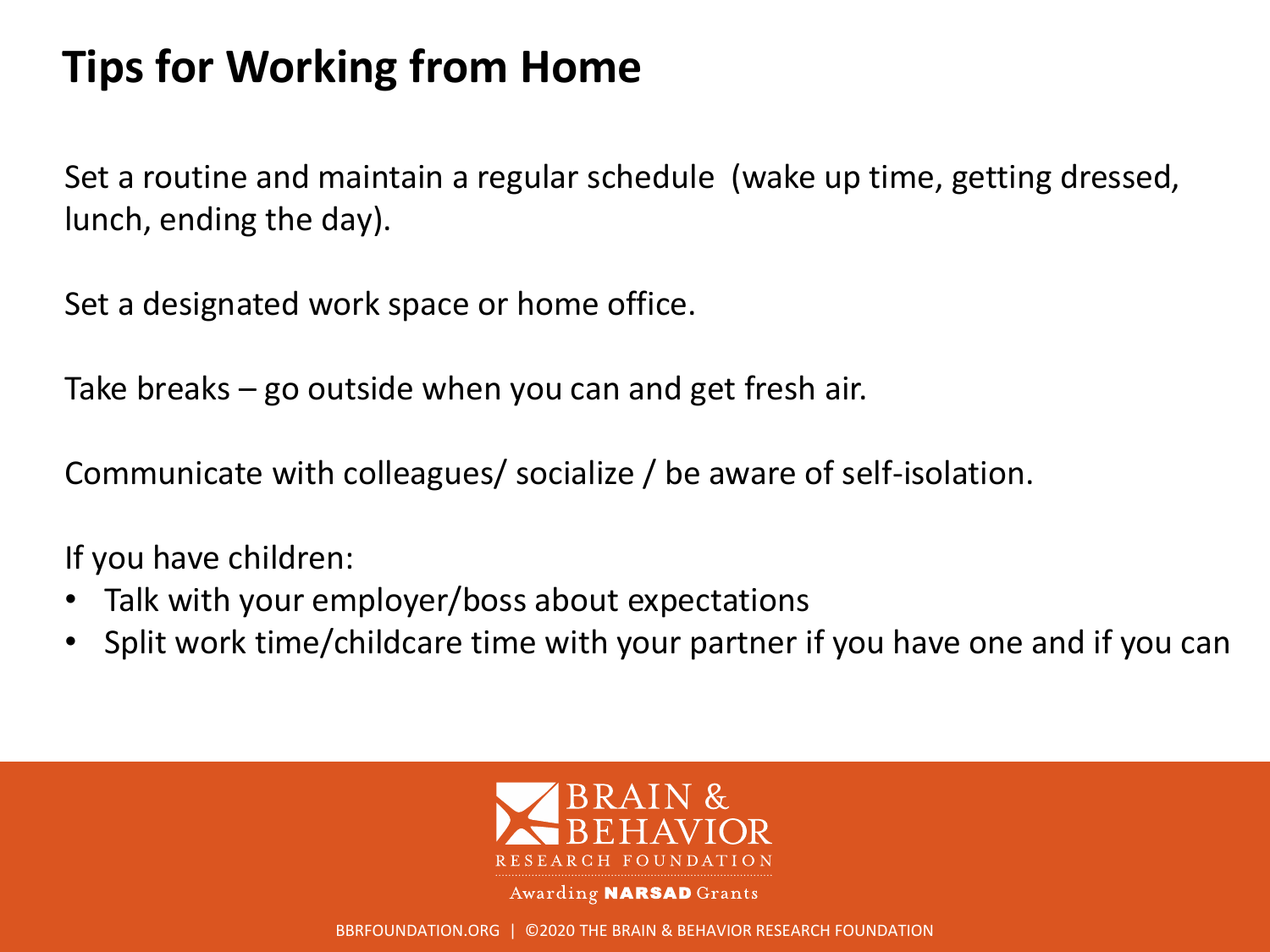# Tips for Working from Home

Set a routine and maintain a regular schedule (wake up time, getting dressed, lunch, ending the day).

Set a designated work space or home office.

Take breaks – go outside when you can and get fresh air.

Communicate with colleagues/ socialize / be aware of self-isolation.

If you have children:

- Talk with your employer/boss about expectations
- Split work time/childcare time with your partner if you have one and if you can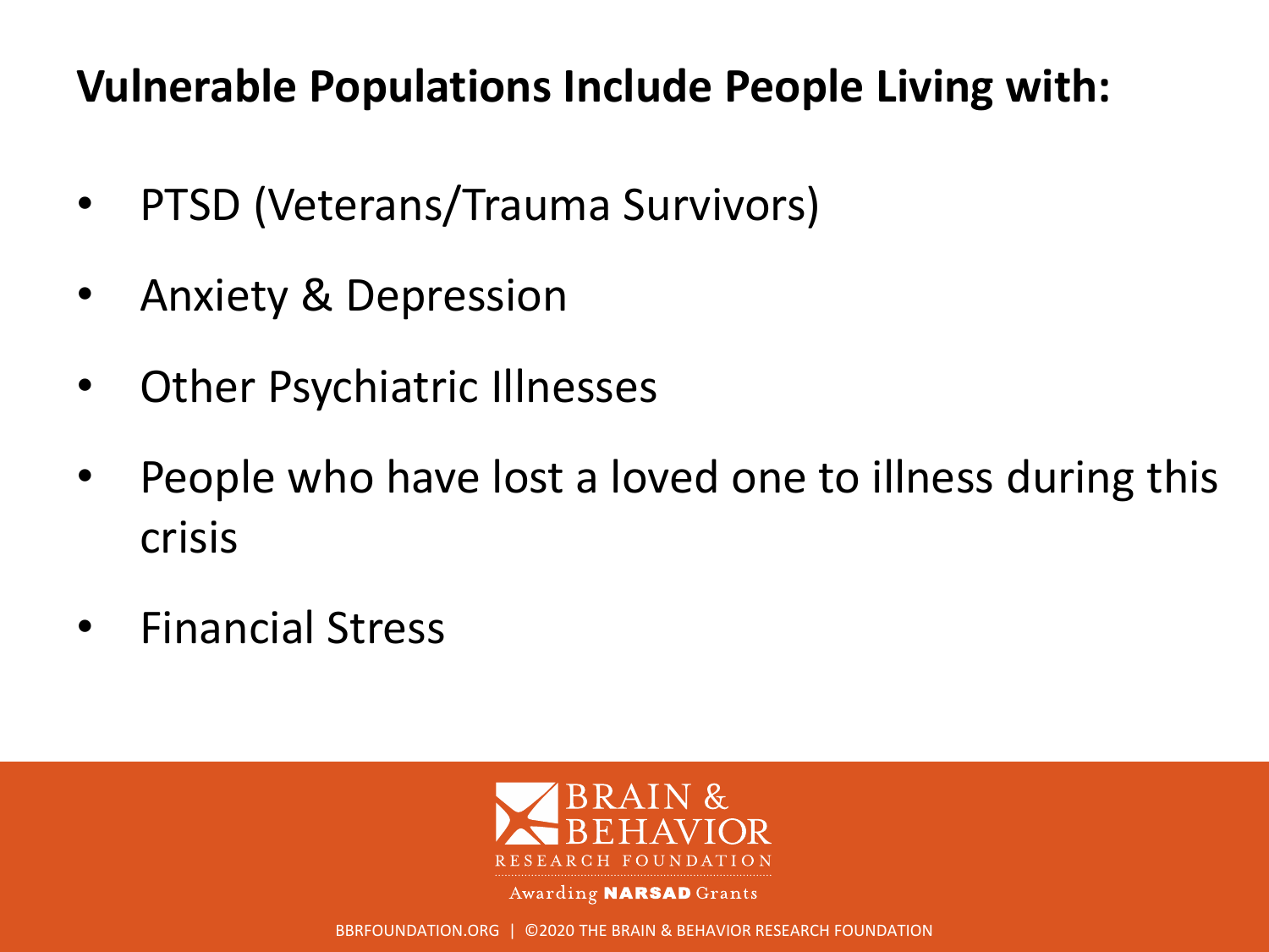## Vulnerable Populations Include People Living with:

- PTSD (Veterans/Trauma Survivors)
- Anxiety & Depression
- Other Psychiatric Illnesses
- People who have lost a loved one to illness during this crisis
- Financial Stress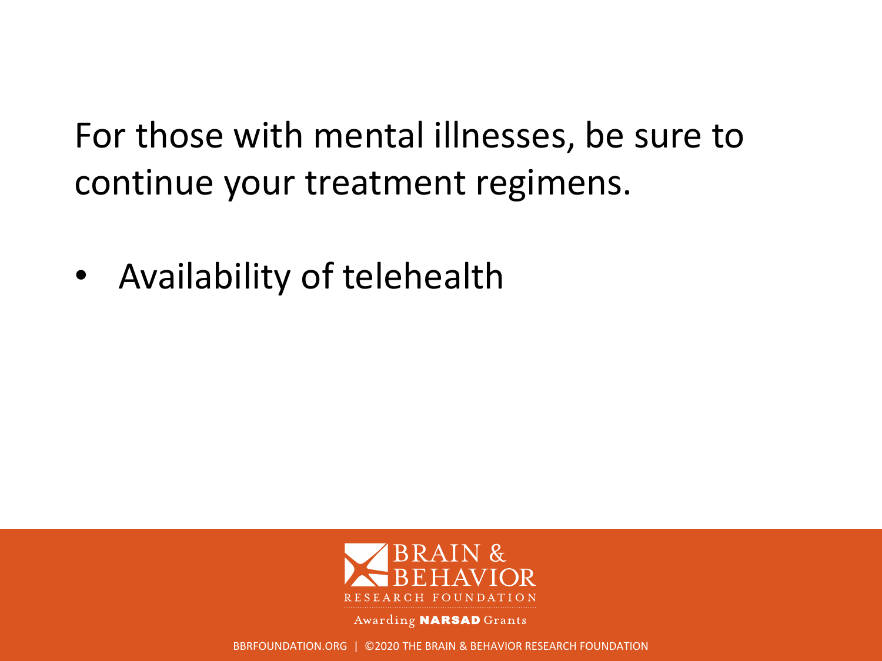For those with mental illnesses, be sure to continue your treatment regimens.

- Availability of telehealth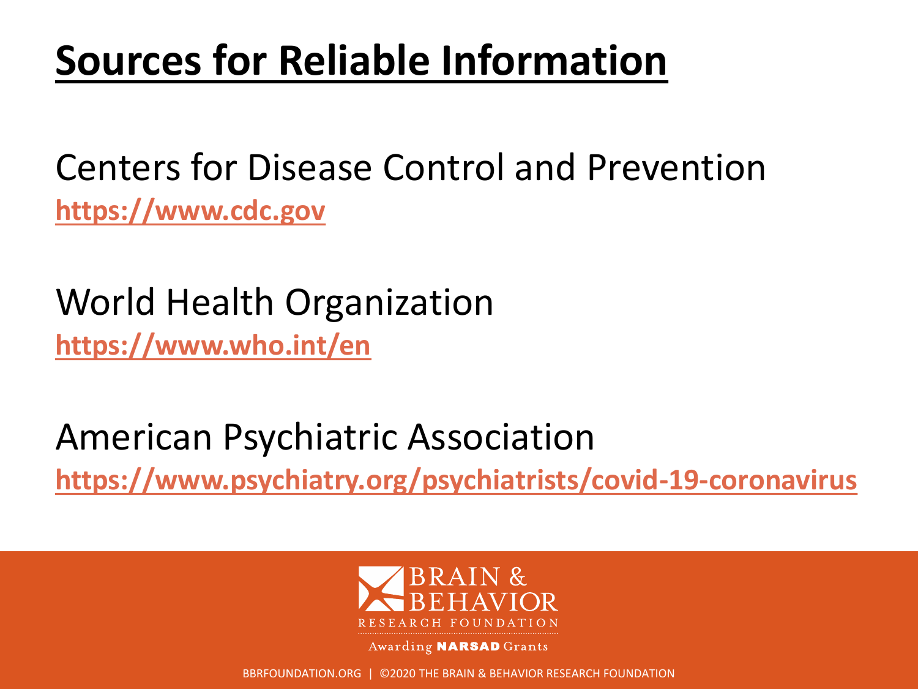# Sources for Reliable Information

Centers for Disease Control and Prevention
**https://www.cdc.gov**

World Health Organization
**https://www.who.int/en**

American Psychiatric Association
**https://www.psychiatry.org/psychiatrists/covid-19-coronavirus**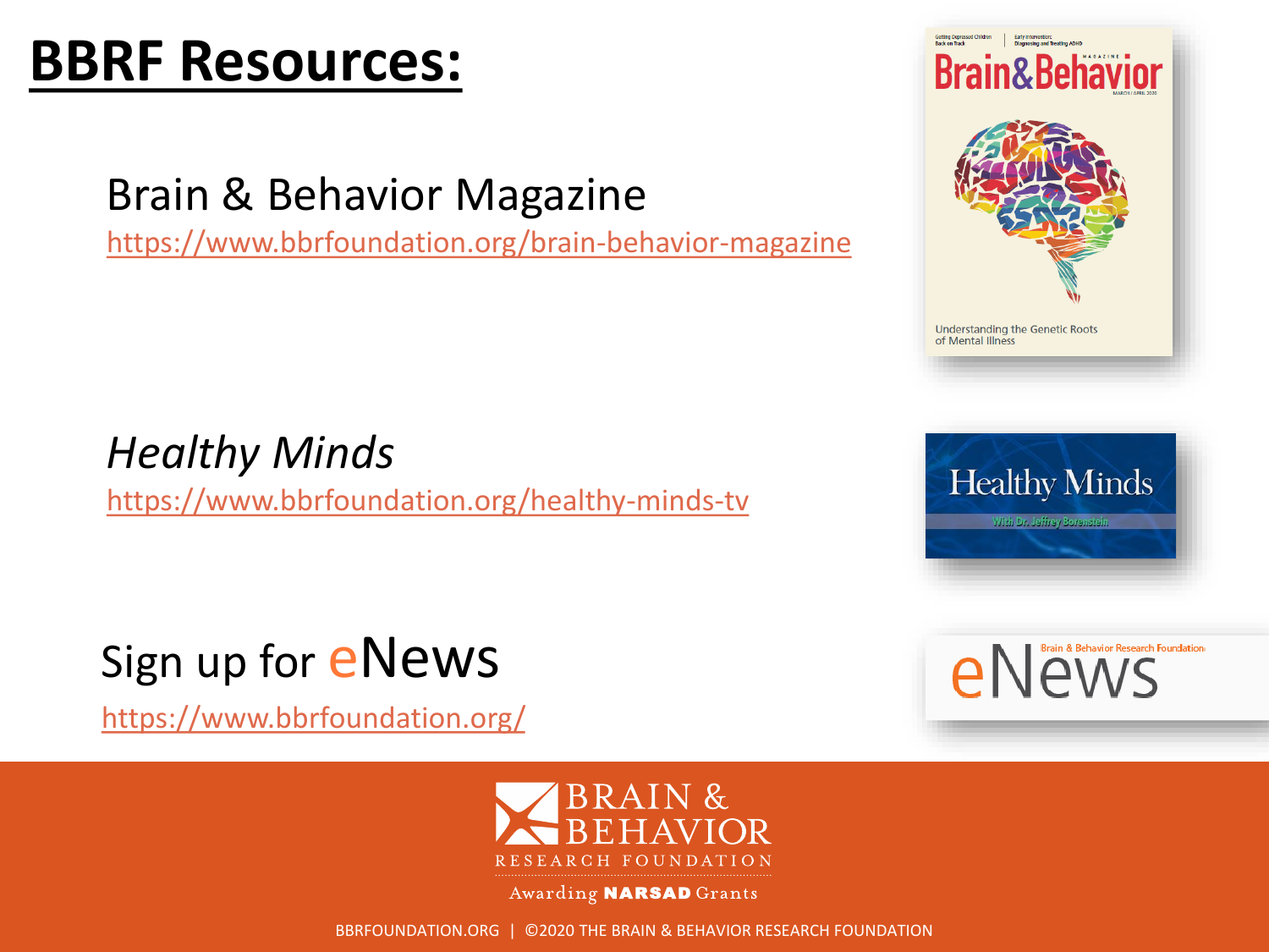# BBRF Resources:

Brain & Behavior Magazine

https://www.bbrfoundation.org/brain-behavior-magazine

*Healthy Minds*

https://www.bbrfoundation.org/healthy-minds-tv

Sign up for eNews

https://www.bbrfoundation.org/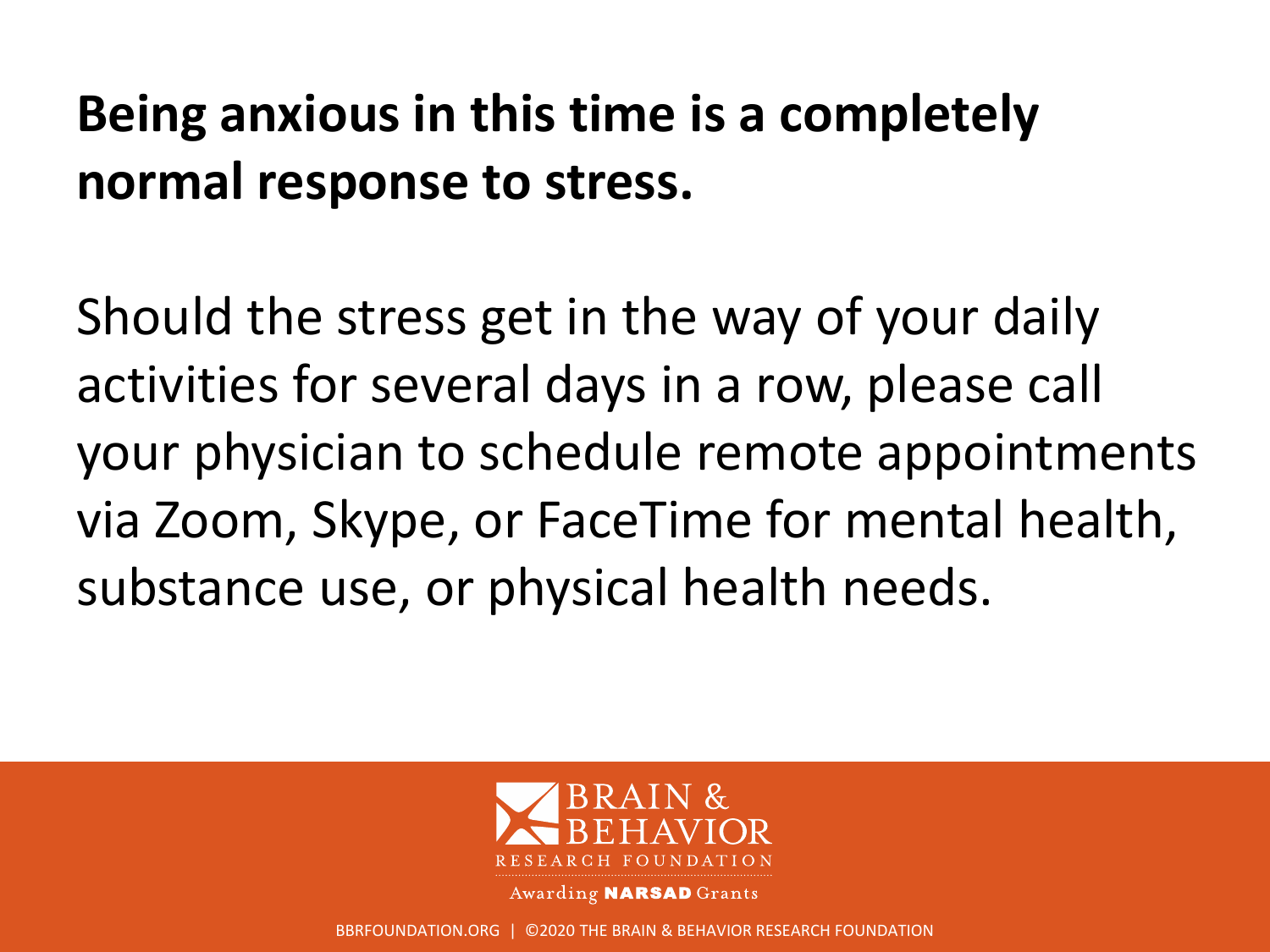**Being anxious in this time is a completely normal response to stress.**

Should the stress get in the way of your daily activities for several days in a row, please call your physician to schedule remote appointments via Zoom, Skype, or FaceTime for mental health, substance use, or physical health needs.

BRAIN & BEHAVIOR RESEARCH FOUNDATION

Awarding **NARSAD** Grants

BBRFOUNDATION.ORG | ©2020 THE BRAIN & BEHAVIOR RESEARCH FOUNDATION